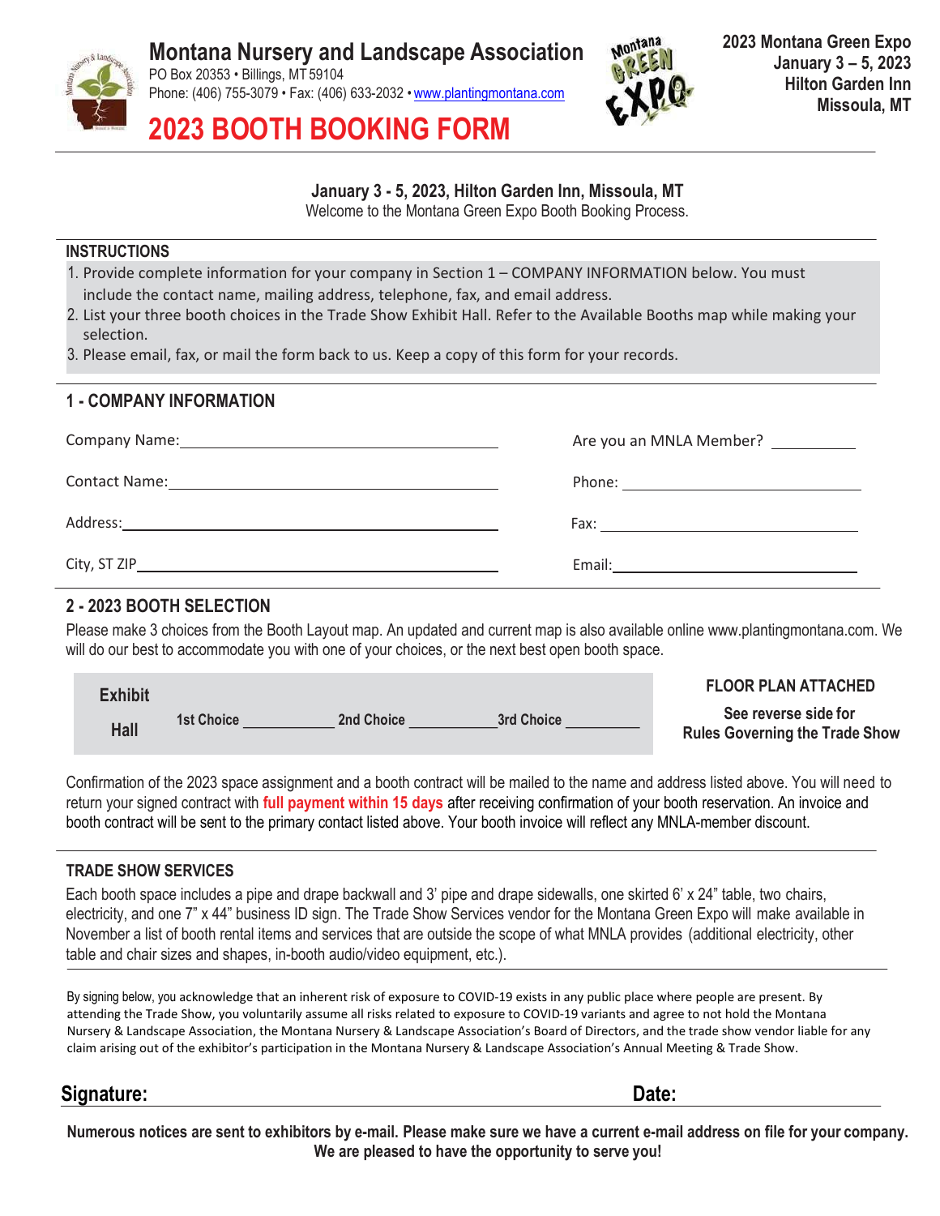# Montana Nursery and Landscape Association

PO Box 20353 • Billings, MT 59104
Phone: (406) 755-3079 • Fax: (406) 633-2032 • www.plantingmontana.com

**2023 Montana Green Expo**
**January 3 – 5, 2023**
**Hilton Garden Inn**
**Missoula, MT**

# 2023 BOOTH BOOKING FORM

**January 3 - 5, 2023, Hilton Garden Inn, Missoula, MT**
Welcome to the Montana Green Expo Booth Booking Process.

## INSTRUCTIONS

1. Provide complete information for your company in Section 1 – COMPANY INFORMATION below. You must include the contact name, mailing address, telephone, fax, and email address.
2. List your three booth choices in the Trade Show Exhibit Hall. Refer to the Available Booths map while making your selection.
3. Please email, fax, or mail the form back to us. Keep a copy of this form for your records.

## 1 - COMPANY INFORMATION

Company Name: ______________________ Are you an MNLA Member? __________

Contact Name: ______________________ Phone: ______________________

Address: ______________________ Fax: ______________________

City, ST ZIP ______________________ Email: ______________________

## 2 - 2023 BOOTH SELECTION

Please make 3 choices from the Booth Layout map. An updated and current map is also available online www.plantingmontana.com. We will do our best to accommodate you with one of your choices, or the next best open booth space.

| Exhibit Hall | 1st Choice ___________ | 2nd Choice ___________ | 3rd Choice ___________ |
|---|---|---|---|

**FLOOR PLAN ATTACHED**

**See reverse side for Rules Governing the Trade Show**

Confirmation of the 2023 space assignment and a booth contract will be mailed to the name and address listed above. You will need to return your signed contract with **full payment within 15 days** after receiving confirmation of your booth reservation. An invoice and booth contract will be sent to the primary contact listed above. Your booth invoice will reflect any MNLA-member discount.

## TRADE SHOW SERVICES

Each booth space includes a pipe and drape backwall and 3' pipe and drape sidewalls, one skirted 6' x 24" table, two chairs, electricity, and one 7" x 44" business ID sign. The Trade Show Services vendor for the Montana Green Expo will make available in November a list of booth rental items and services that are outside the scope of what MNLA provides (additional electricity, other table and chair sizes and shapes, in-booth audio/video equipment, etc.).

By signing below, you acknowledge that an inherent risk of exposure to COVID-19 exists in any public place where people are present. By attending the Trade Show, you voluntarily assume all risks related to exposure to COVID-19 variants and agree to not hold the Montana Nursery & Landscape Association, the Montana Nursery & Landscape Association's Board of Directors, and the trade show vendor liable for any claim arising out of the exhibitor's participation in the Montana Nursery & Landscape Association's Annual Meeting & Trade Show.

**Signature:** ______________________ **Date:** __________

**Numerous notices are sent to exhibitors by e-mail. Please make sure we have a current e-mail address on file for your company. We are pleased to have the opportunity to serve you!**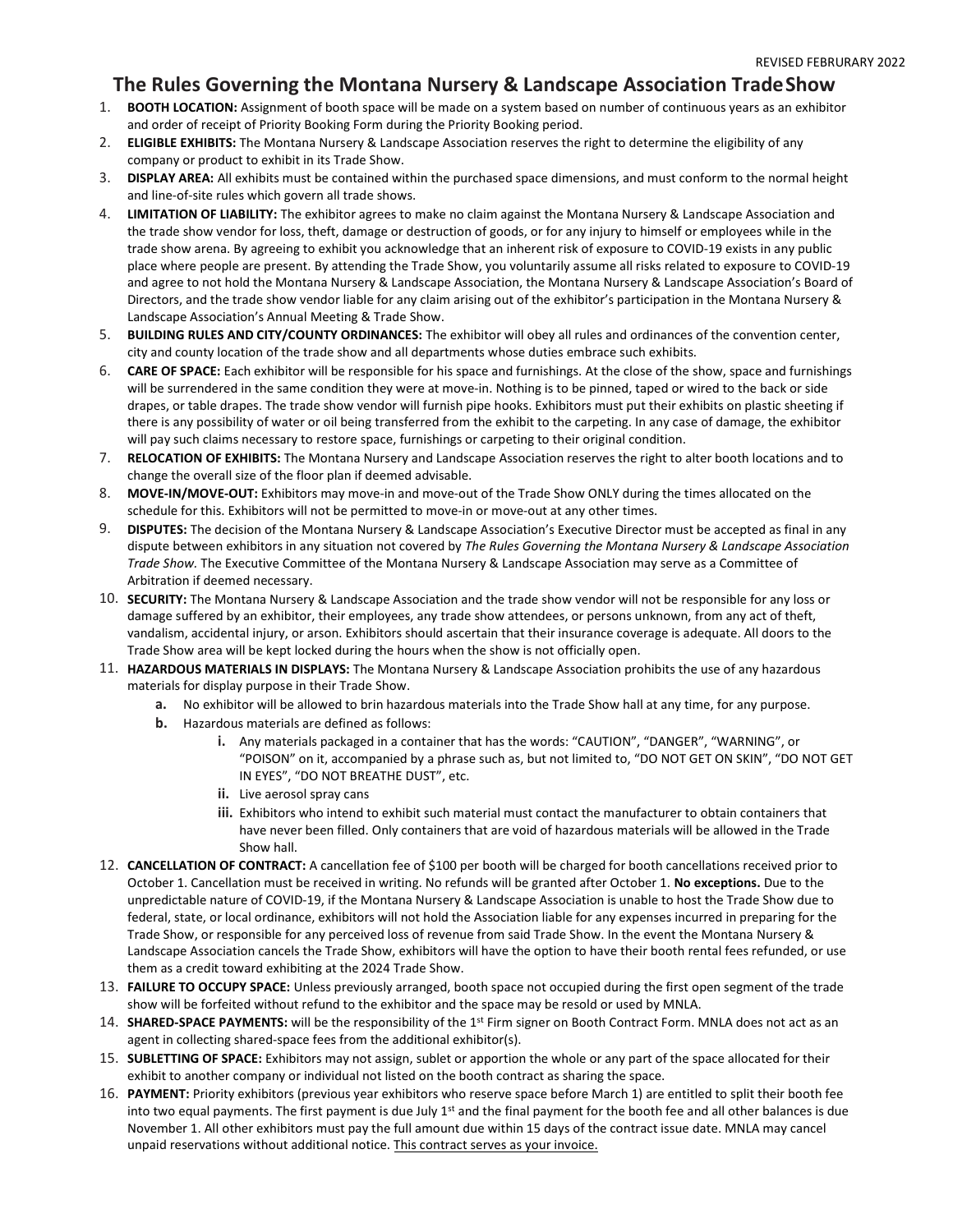REVISED FEBRURARY 2022

# The Rules Governing the Montana Nursery & Landscape Association Trade Show

1. **BOOTH LOCATION:** Assignment of booth space will be made on a system based on number of continuous years as an exhibitor and order of receipt of Priority Booking Form during the Priority Booking period.
2. **ELIGIBLE EXHIBITS:** The Montana Nursery & Landscape Association reserves the right to determine the eligibility of any company or product to exhibit in its Trade Show.
3. **DISPLAY AREA:** All exhibits must be contained within the purchased space dimensions, and must conform to the normal height and line-of-site rules which govern all trade shows.
4. **LIMITATION OF LIABILITY:** The exhibitor agrees to make no claim against the Montana Nursery & Landscape Association and the trade show vendor for loss, theft, damage or destruction of goods, or for any injury to himself or employees while in the trade show arena. By agreeing to exhibit you acknowledge that an inherent risk of exposure to COVID-19 exists in any public place where people are present. By attending the Trade Show, you voluntarily assume all risks related to exposure to COVID-19 and agree to not hold the Montana Nursery & Landscape Association, the Montana Nursery & Landscape Association's Board of Directors, and the trade show vendor liable for any claim arising out of the exhibitor's participation in the Montana Nursery & Landscape Association's Annual Meeting & Trade Show.
5. **BUILDING RULES AND CITY/COUNTY ORDINANCES:** The exhibitor will obey all rules and ordinances of the convention center, city and county location of the trade show and all departments whose duties embrace such exhibits.
6. **CARE OF SPACE:** Each exhibitor will be responsible for his space and furnishings. At the close of the show, space and furnishings will be surrendered in the same condition they were at move-in. Nothing is to be pinned, taped or wired to the back or side drapes, or table drapes. The trade show vendor will furnish pipe hooks. Exhibitors must put their exhibits on plastic sheeting if there is any possibility of water or oil being transferred from the exhibit to the carpeting. In any case of damage, the exhibitor will pay such claims necessary to restore space, furnishings or carpeting to their original condition.
7. **RELOCATION OF EXHIBITS:** The Montana Nursery and Landscape Association reserves the right to alter booth locations and to change the overall size of the floor plan if deemed advisable.
8. **MOVE-IN/MOVE-OUT:** Exhibitors may move-in and move-out of the Trade Show ONLY during the times allocated on the schedule for this. Exhibitors will not be permitted to move-in or move-out at any other times.
9. **DISPUTES:** The decision of the Montana Nursery & Landscape Association's Executive Director must be accepted as final in any dispute between exhibitors in any situation not covered by *The Rules Governing the Montana Nursery & Landscape Association Trade Show.* The Executive Committee of the Montana Nursery & Landscape Association may serve as a Committee of Arbitration if deemed necessary.
10. **SECURITY:** The Montana Nursery & Landscape Association and the trade show vendor will not be responsible for any loss or damage suffered by an exhibitor, their employees, any trade show attendees, or persons unknown, from any act of theft, vandalism, accidental injury, or arson. Exhibitors should ascertain that their insurance coverage is adequate. All doors to the Trade Show area will be kept locked during the hours when the show is not officially open.
11. **HAZARDOUS MATERIALS IN DISPLAYS:** The Montana Nursery & Landscape Association prohibits the use of any hazardous materials for display purpose in their Trade Show.
    - **a.** No exhibitor will be allowed to brin hazardous materials into the Trade Show hall at any time, for any purpose.
    - **b.** Hazardous materials are defined as follows:
        - **i.** Any materials packaged in a container that has the words: "CAUTION", "DANGER", "WARNING", or "POISON" on it, accompanied by a phrase such as, but not limited to, "DO NOT GET ON SKIN", "DO NOT GET IN EYES", "DO NOT BREATHE DUST", etc.
        - **ii.** Live aerosol spray cans
        - **iii.** Exhibitors who intend to exhibit such material must contact the manufacturer to obtain containers that have never been filled. Only containers that are void of hazardous materials will be allowed in the Trade Show hall.
12. **CANCELLATION OF CONTRACT:** A cancellation fee of $100 per booth will be charged for booth cancellations received prior to October 1. Cancellation must be received in writing. No refunds will be granted after October 1. **No exceptions.** Due to the unpredictable nature of COVID-19, if the Montana Nursery & Landscape Association is unable to host the Trade Show due to federal, state, or local ordinance, exhibitors will not hold the Association liable for any expenses incurred in preparing for the Trade Show, or responsible for any perceived loss of revenue from said Trade Show. In the event the Montana Nursery & Landscape Association cancels the Trade Show, exhibitors will have the option to have their booth rental fees refunded, or use them as a credit toward exhibiting at the 2024 Trade Show.
13. **FAILURE TO OCCUPY SPACE:** Unless previously arranged, booth space not occupied during the first open segment of the trade show will be forfeited without refund to the exhibitor and the space may be resold or used by MNLA.
14. **SHARED-SPACE PAYMENTS:** will be the responsibility of the 1st Firm signer on Booth Contract Form. MNLA does not act as an agent in collecting shared-space fees from the additional exhibitor(s).
15. **SUBLETTING OF SPACE:** Exhibitors may not assign, sublet or apportion the whole or any part of the space allocated for their exhibit to another company or individual not listed on the booth contract as sharing the space.
16. **PAYMENT:** Priority exhibitors (previous year exhibitors who reserve space before March 1) are entitled to split their booth fee into two equal payments. The first payment is due July 1st and the final payment for the booth fee and all other balances is due November 1. All other exhibitors must pay the full amount due within 15 days of the contract issue date. MNLA may cancel unpaid reservations without additional notice. <u>This contract serves as your invoice.</u>